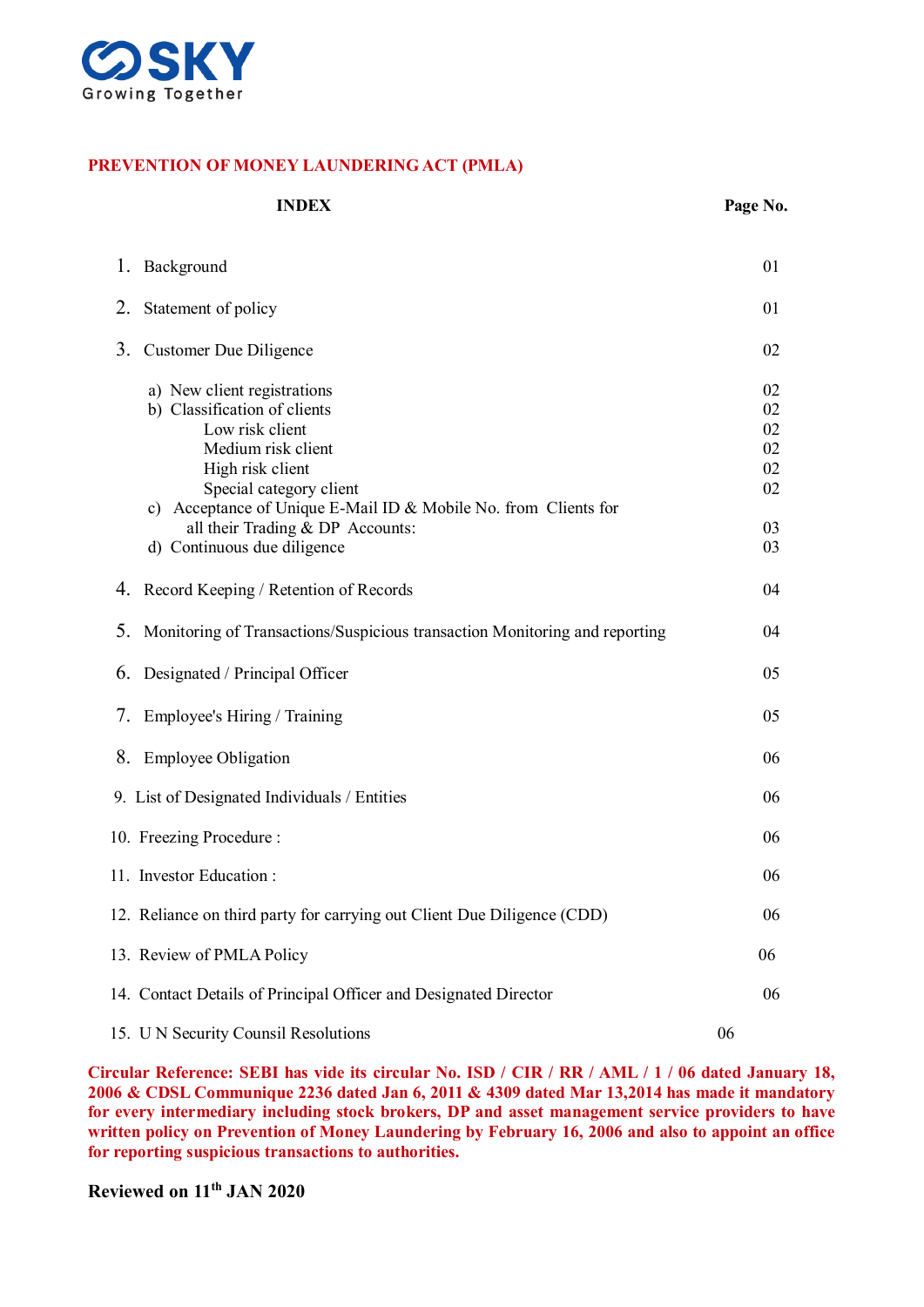SKY
Growing Together

## PREVENTION OF MONEY LAUNDERING ACT (PMLA)

| INDEX | Page No. |
|---|---|
| 1. Background | 01 |
| 2. Statement of policy | 01 |
| 3. Customer Due Diligence | 02 |
| a) New client registrations | 02 |
| b) Classification of clients | 02 |
| Low risk client | 02 |
| Medium risk client | 02 |
| High risk client | 02 |
| Special category client | 02 |
| c) Acceptance of Unique E-Mail ID & Mobile No. from Clients for all their Trading & DP Accounts: | 03 |
| d) Continuous due diligence | 03 |
| 4. Record Keeping / Retention of Records | 04 |
| 5. Monitoring of Transactions/Suspicious transaction Monitoring and reporting | 04 |
| 6. Designated / Principal Officer | 05 |
| 7. Employee's Hiring / Training | 05 |
| 8. Employee Obligation | 06 |
| 9. List of Designated Individuals / Entities | 06 |
| 10. Freezing Procedure : | 06 |
| 11. Investor Education : | 06 |
| 12. Reliance on third party for carrying out Client Due Diligence (CDD) | 06 |
| 13. Review of PMLA Policy | 06 |
| 14. Contact Details of Principal Officer and Designated Director | 06 |
| 15. U N Security Counsil Resolutions | 06 |

**Circular Reference: SEBI has vide its circular No. ISD / CIR / RR / AML / 1 / 06 dated January 18, 2006 & CDSL Communique 2236 dated Jan 6, 2011 & 4309 dated Mar 13,2014 has made it mandatory for every intermediary including stock brokers, DP and asset management service providers to have written policy on Prevention of Money Laundering by February 16, 2006 and also to appoint an office for reporting suspicious transactions to authorities.**

**Reviewed on 11th JAN 2020**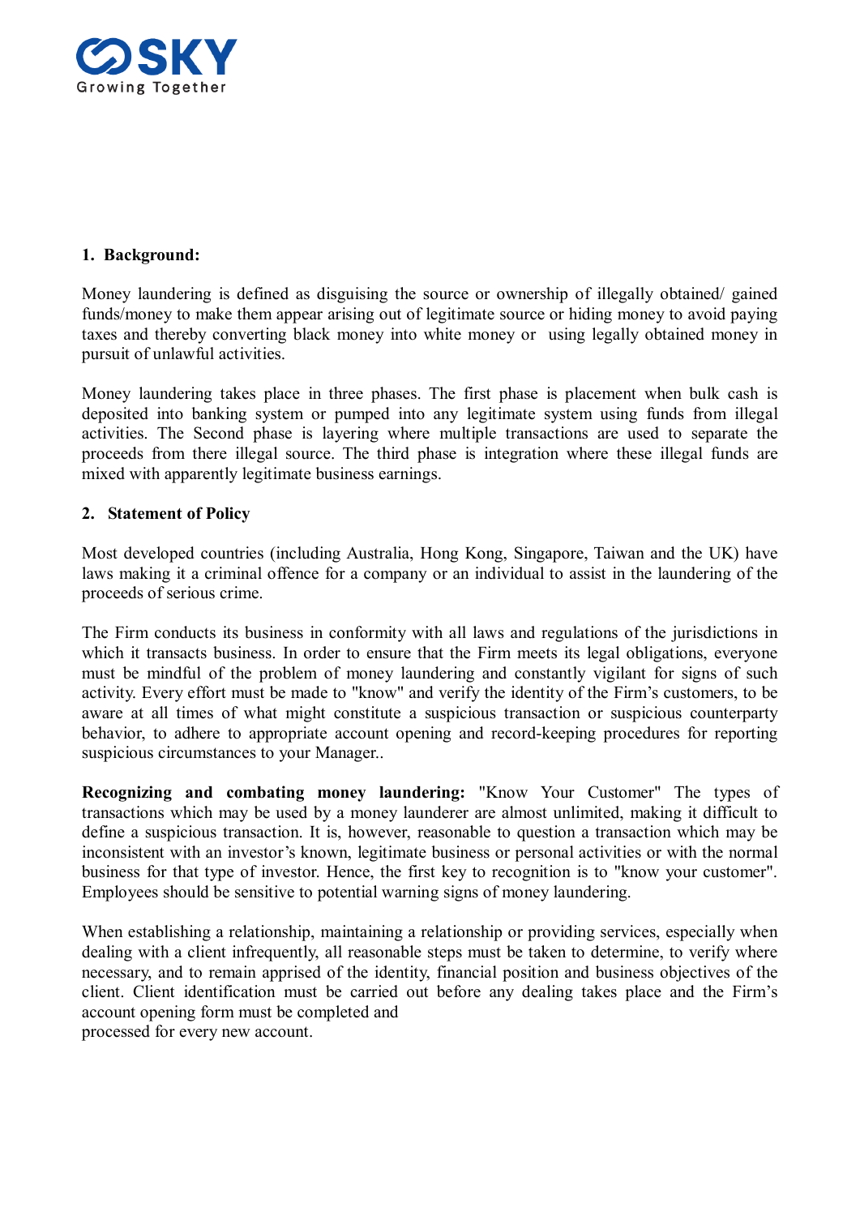## 1. Background:

Money laundering is defined as disguising the source or ownership of illegally obtained/ gained funds/money to make them appear arising out of legitimate source or hiding money to avoid paying taxes and thereby converting black money into white money or using legally obtained money in pursuit of unlawful activities.

Money laundering takes place in three phases. The first phase is placement when bulk cash is deposited into banking system or pumped into any legitimate system using funds from illegal activities. The Second phase is layering where multiple transactions are used to separate the proceeds from there illegal source. The third phase is integration where these illegal funds are mixed with apparently legitimate business earnings.

## 2. Statement of Policy

Most developed countries (including Australia, Hong Kong, Singapore, Taiwan and the UK) have laws making it a criminal offence for a company or an individual to assist in the laundering of the proceeds of serious crime.

The Firm conducts its business in conformity with all laws and regulations of the jurisdictions in which it transacts business. In order to ensure that the Firm meets its legal obligations, everyone must be mindful of the problem of money laundering and constantly vigilant for signs of such activity. Every effort must be made to "know" and verify the identity of the Firm's customers, to be aware at all times of what might constitute a suspicious transaction or suspicious counterparty behavior, to adhere to appropriate account opening and record-keeping procedures for reporting suspicious circumstances to your Manager..

**Recognizing and combating money laundering:** "Know Your Customer" The types of transactions which may be used by a money launderer are almost unlimited, making it difficult to define a suspicious transaction. It is, however, reasonable to question a transaction which may be inconsistent with an investor's known, legitimate business or personal activities or with the normal business for that type of investor. Hence, the first key to recognition is to "know your customer". Employees should be sensitive to potential warning signs of money laundering.

When establishing a relationship, maintaining a relationship or providing services, especially when dealing with a client infrequently, all reasonable steps must be taken to determine, to verify where necessary, and to remain apprised of the identity, financial position and business objectives of the client. Client identification must be carried out before any dealing takes place and the Firm's account opening form must be completed and processed for every new account.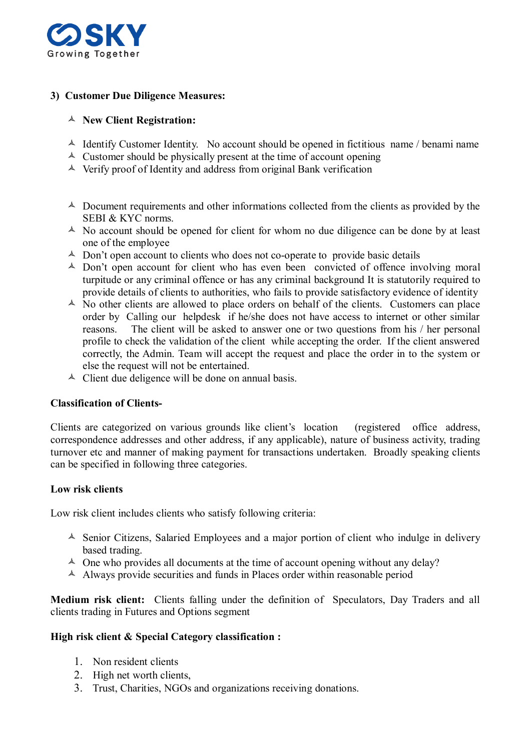**3) Customer Due Diligence Measures:**

- **New Client Registration:**

- Identify Customer Identity. No account should be opened in fictitious name / benami name
- Customer should be physically present at the time of account opening
- Verify proof of Identity and address from original Bank verification

- Document requirements and other informations collected from the clients as provided by the SEBI & KYC norms.
- No account should be opened for client for whom no due diligence can be done by at least one of the employee
- Don't open account to clients who does not co-operate to provide basic details
- Don't open account for client who has even been convicted of offence involving moral turpitude or any criminal offence or has any criminal background It is statutorily required to provide details of clients to authorities, who fails to provide satisfactory evidence of identity
- No other clients are allowed to place orders on behalf of the clients. Customers can place order by Calling our helpdesk if he/she does not have access to internet or other similar reasons. The client will be asked to answer one or two questions from his / her personal profile to check the validation of the client while accepting the order. If the client answered correctly, the Admin. Team will accept the request and place the order in to the system or else the request will not be entertained.
- Client due deligence will be done on annual basis.

**Classification of Clients-**

Clients are categorized on various grounds like client's location (registered office address, correspondence addresses and other address, if any applicable), nature of business activity, trading turnover etc and manner of making payment for transactions undertaken. Broadly speaking clients can be specified in following three categories.

**Low risk clients**

Low risk client includes clients who satisfy following criteria:

- Senior Citizens, Salaried Employees and a major portion of client who indulge in delivery based trading.
- One who provides all documents at the time of account opening without any delay?
- Always provide securities and funds in Places order within reasonable period

**Medium risk client:** Clients falling under the definition of Speculators, Day Traders and all clients trading in Futures and Options segment

**High risk client & Special Category classification :**

1. Non resident clients
2. High net worth clients,
3. Trust, Charities, NGOs and organizations receiving donations.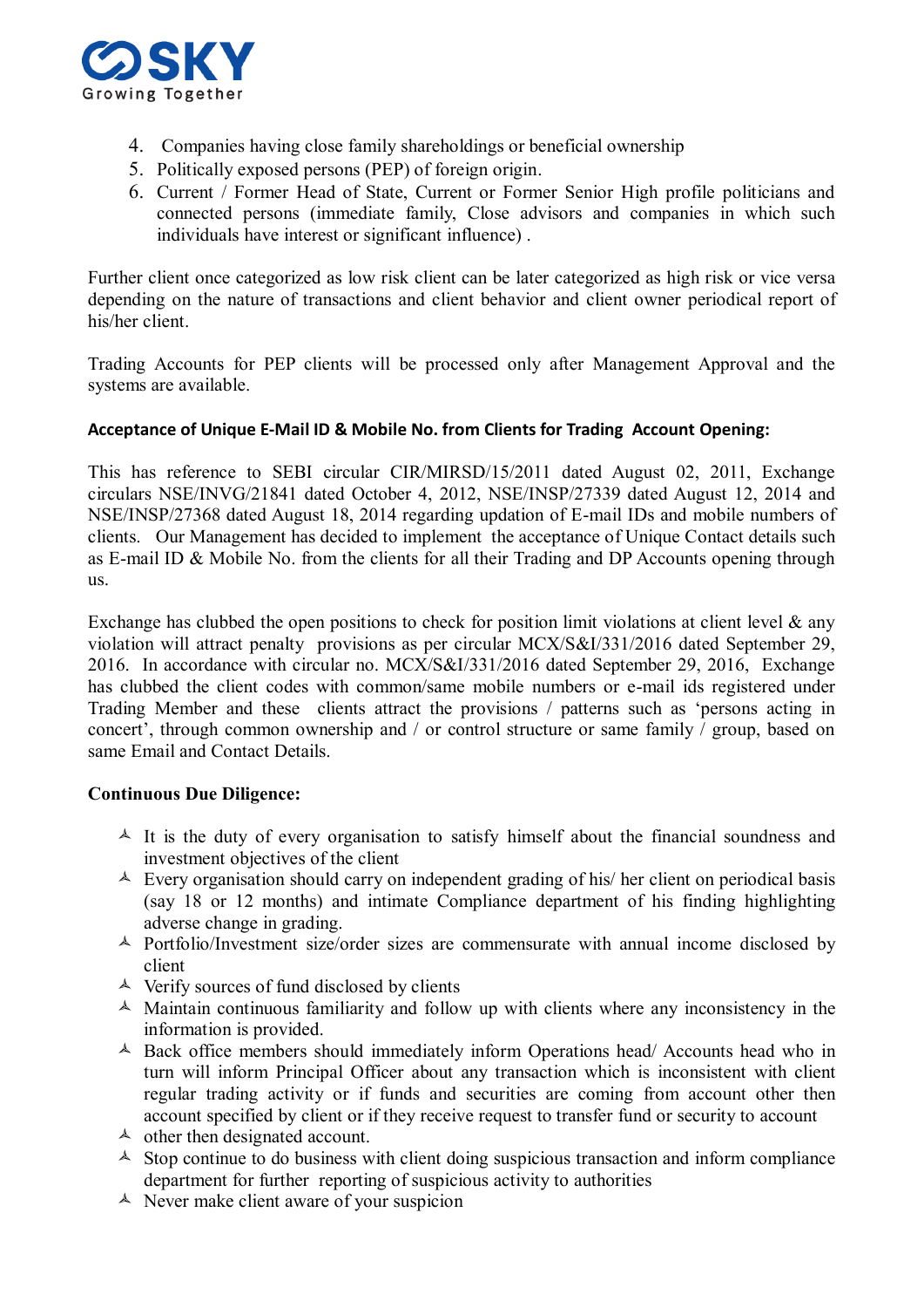4. Companies having close family shareholdings or beneficial ownership
5. Politically exposed persons (PEP) of foreign origin.
6. Current / Former Head of State, Current or Former Senior High profile politicians and connected persons (immediate family, Close advisors and companies in which such individuals have interest or significant influence) .

Further client once categorized as low risk client can be later categorized as high risk or vice versa depending on the nature of transactions and client behavior and client owner periodical report of his/her client.

Trading Accounts for PEP clients will be processed only after Management Approval and the systems are available.

**Acceptance of Unique E-Mail ID & Mobile No. from Clients for Trading Account Opening:**

This has reference to SEBI circular CIR/MIRSD/15/2011 dated August 02, 2011, Exchange circulars NSE/INVG/21841 dated October 4, 2012, NSE/INSP/27339 dated August 12, 2014 and NSE/INSP/27368 dated August 18, 2014 regarding updation of E-mail IDs and mobile numbers of clients. Our Management has decided to implement the acceptance of Unique Contact details such as E-mail ID & Mobile No. from the clients for all their Trading and DP Accounts opening through us.

Exchange has clubbed the open positions to check for position limit violations at client level & any violation will attract penalty provisions as per circular MCX/S&I/331/2016 dated September 29, 2016. In accordance with circular no. MCX/S&I/331/2016 dated September 29, 2016, Exchange has clubbed the client codes with common/same mobile numbers or e-mail ids registered under Trading Member and these clients attract the provisions / patterns such as 'persons acting in concert', through common ownership and / or control structure or same family / group, based on same Email and Contact Details.

**Continuous Due Diligence:**

- It is the duty of every organisation to satisfy himself about the financial soundness and investment objectives of the client
- Every organisation should carry on independent grading of his/ her client on periodical basis (say 18 or 12 months) and intimate Compliance department of his finding highlighting adverse change in grading.
- Portfolio/Investment size/order sizes are commensurate with annual income disclosed by client
- Verify sources of fund disclosed by clients
- Maintain continuous familiarity and follow up with clients where any inconsistency in the information is provided.
- Back office members should immediately inform Operations head/ Accounts head who in turn will inform Principal Officer about any transaction which is inconsistent with client regular trading activity or if funds and securities are coming from account other then account specified by client or if they receive request to transfer fund or security to account
- other then designated account.
- Stop continue to do business with client doing suspicious transaction and inform compliance department for further reporting of suspicious activity to authorities
- Never make client aware of your suspicion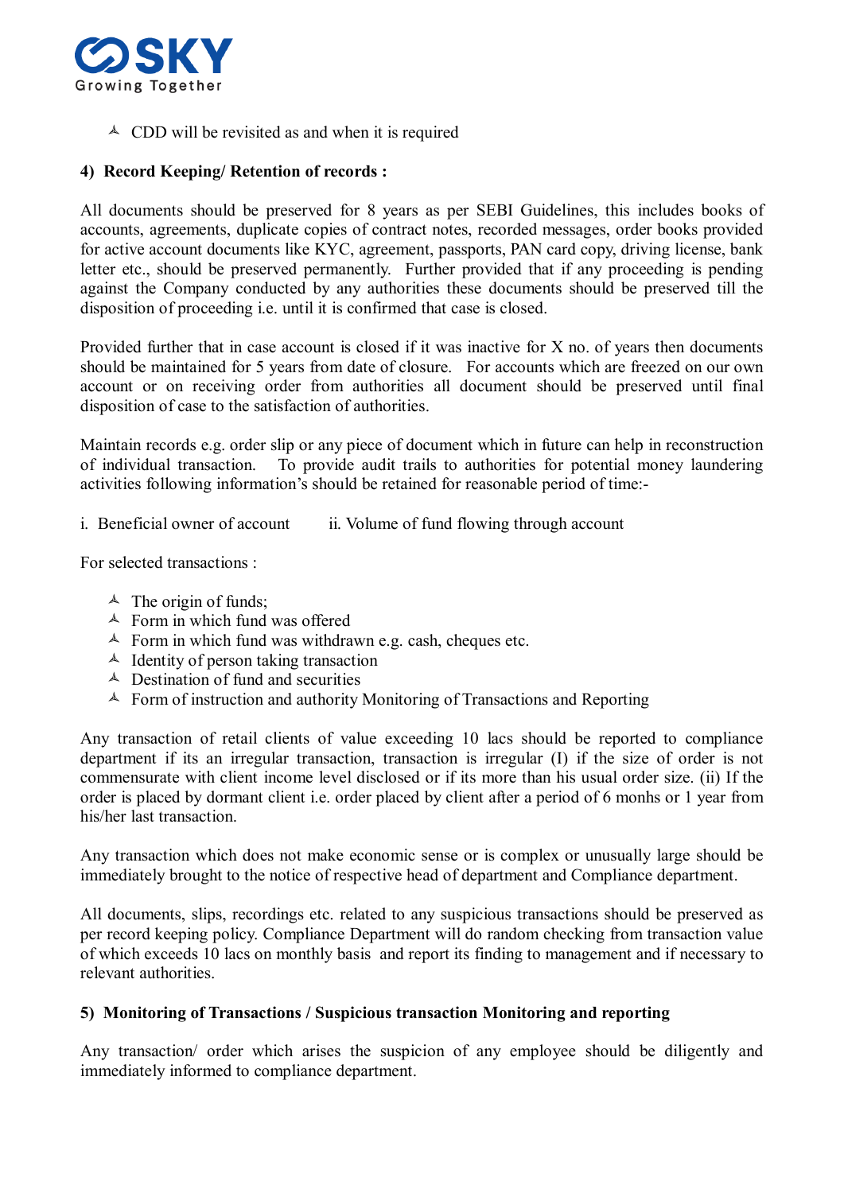- CDD will be revisited as and when it is required

**4) Record Keeping/ Retention of records :**

All documents should be preserved for 8 years as per SEBI Guidelines, this includes books of accounts, agreements, duplicate copies of contract notes, recorded messages, order books provided for active account documents like KYC, agreement, passports, PAN card copy, driving license, bank letter etc., should be preserved permanently. Further provided that if any proceeding is pending against the Company conducted by any authorities these documents should be preserved till the disposition of proceeding i.e. until it is confirmed that case is closed.

Provided further that in case account is closed if it was inactive for X no. of years then documents should be maintained for 5 years from date of closure. For accounts which are freezed on our own account or on receiving order from authorities all document should be preserved until final disposition of case to the satisfaction of authorities.

Maintain records e.g. order slip or any piece of document which in future can help in reconstruction of individual transaction. To provide audit trails to authorities for potential money laundering activities following information's should be retained for reasonable period of time:-

i. Beneficial owner of account ii. Volume of fund flowing through account

For selected transactions :

- The origin of funds;
- Form in which fund was offered
- Form in which fund was withdrawn e.g. cash, cheques etc.
- Identity of person taking transaction
- Destination of fund and securities
- Form of instruction and authority Monitoring of Transactions and Reporting

Any transaction of retail clients of value exceeding 10 lacs should be reported to compliance department if its an irregular transaction, transaction is irregular (I) if the size of order is not commensurate with client income level disclosed or if its more than his usual order size. (ii) If the order is placed by dormant client i.e. order placed by client after a period of 6 monhs or 1 year from his/her last transaction.

Any transaction which does not make economic sense or is complex or unusually large should be immediately brought to the notice of respective head of department and Compliance department.

All documents, slips, recordings etc. related to any suspicious transactions should be preserved as per record keeping policy. Compliance Department will do random checking from transaction value of which exceeds 10 lacs on monthly basis and report its finding to management and if necessary to relevant authorities.

**5) Monitoring of Transactions / Suspicious transaction Monitoring and reporting**

Any transaction/ order which arises the suspicion of any employee should be diligently and immediately informed to compliance department.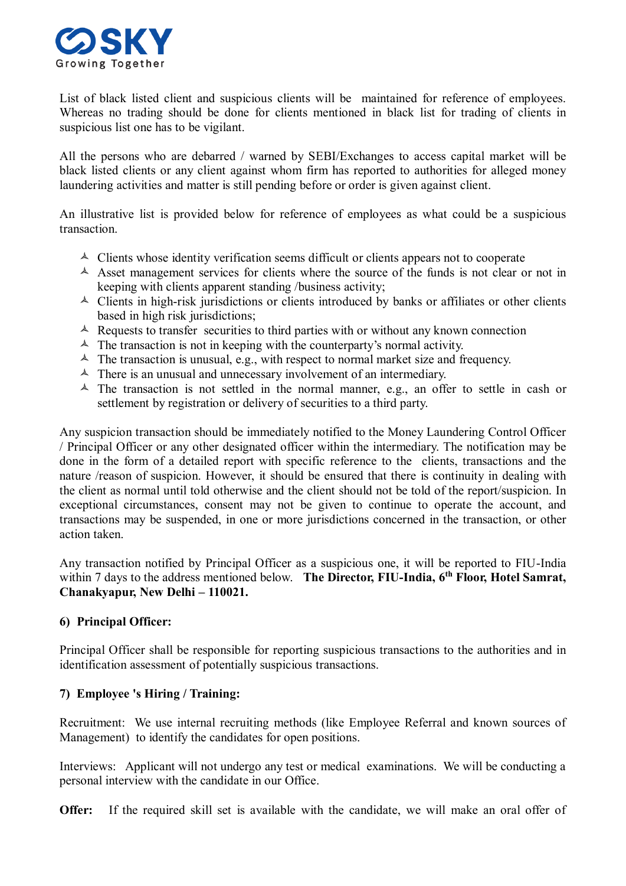List of black listed client and suspicious clients will be maintained for reference of employees. Whereas no trading should be done for clients mentioned in black list for trading of clients in suspicious list one has to be vigilant.

All the persons who are debarred / warned by SEBI/Exchanges to access capital market will be black listed clients or any client against whom firm has reported to authorities for alleged money laundering activities and matter is still pending before or order is given against client.

An illustrative list is provided below for reference of employees as what could be a suspicious transaction.

- Clients whose identity verification seems difficult or clients appears not to cooperate
- Asset management services for clients where the source of the funds is not clear or not in keeping with clients apparent standing /business activity;
- Clients in high-risk jurisdictions or clients introduced by banks or affiliates or other clients based in high risk jurisdictions;
- Requests to transfer securities to third parties with or without any known connection
- The transaction is not in keeping with the counterparty's normal activity.
- The transaction is unusual, e.g., with respect to normal market size and frequency.
- There is an unusual and unnecessary involvement of an intermediary.
- The transaction is not settled in the normal manner, e.g., an offer to settle in cash or settlement by registration or delivery of securities to a third party.

Any suspicion transaction should be immediately notified to the Money Laundering Control Officer / Principal Officer or any other designated officer within the intermediary. The notification may be done in the form of a detailed report with specific reference to the clients, transactions and the nature /reason of suspicion. However, it should be ensured that there is continuity in dealing with the client as normal until told otherwise and the client should not be told of the report/suspicion. In exceptional circumstances, consent may not be given to continue to operate the account, and transactions may be suspended, in one or more jurisdictions concerned in the transaction, or other action taken.

Any transaction notified by Principal Officer as a suspicious one, it will be reported to FIU-India within 7 days to the address mentioned below. **The Director, FIU-India, 6th Floor, Hotel Samrat, Chanakyapur, New Delhi – 110021.**

**6) Principal Officer:**

Principal Officer shall be responsible for reporting suspicious transactions to the authorities and in identification assessment of potentially suspicious transactions.

**7) Employee 's Hiring / Training:**

Recruitment: We use internal recruiting methods (like Employee Referral and known sources of Management) to identify the candidates for open positions.

Interviews: Applicant will not undergo any test or medical examinations. We will be conducting a personal interview with the candidate in our Office.

**Offer:** If the required skill set is available with the candidate, we will make an oral offer of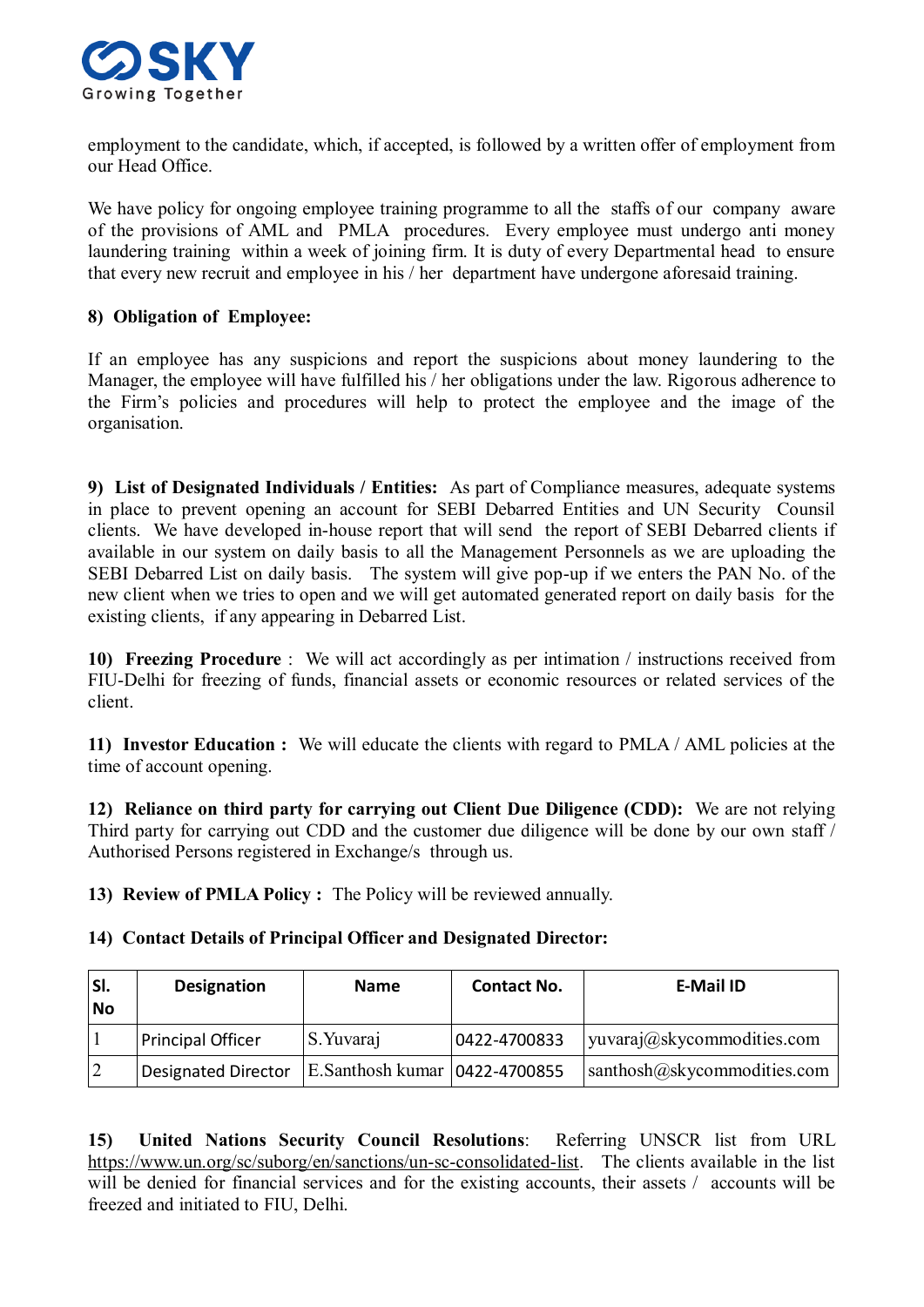employment to the candidate, which, if accepted, is followed by a written offer of employment from our Head Office.

We have policy for ongoing employee training programme to all the staffs of our company aware of the provisions of AML and PMLA procedures. Every employee must undergo anti money laundering training within a week of joining firm. It is duty of every Departmental head to ensure that every new recruit and employee in his / her department have undergone aforesaid training.

**8) Obligation of Employee:**

If an employee has any suspicions and report the suspicions about money laundering to the Manager, the employee will have fulfilled his / her obligations under the law. Rigorous adherence to the Firm's policies and procedures will help to protect the employee and the image of the organisation.

**9) List of Designated Individuals / Entities:** As part of Compliance measures, adequate systems in place to prevent opening an account for SEBI Debarred Entities and UN Security Counsil clients. We have developed in-house report that will send the report of SEBI Debarred clients if available in our system on daily basis to all the Management Personnels as we are uploading the SEBI Debarred List on daily basis. The system will give pop-up if we enters the PAN No. of the new client when we tries to open and we will get automated generated report on daily basis for the existing clients, if any appearing in Debarred List.

**10) Freezing Procedure** : We will act accordingly as per intimation / instructions received from FIU-Delhi for freezing of funds, financial assets or economic resources or related services of the client.

**11) Investor Education :** We will educate the clients with regard to PMLA / AML policies at the time of account opening.

**12) Reliance on third party for carrying out Client Due Diligence (CDD):** We are not relying Third party for carrying out CDD and the customer due diligence will be done by our own staff / Authorised Persons registered in Exchange/s through us.

**13) Review of PMLA Policy :** The Policy will be reviewed annually.

**14) Contact Details of Principal Officer and Designated Director:**

| Sl. No | Designation | Name | Contact No. | E-Mail ID |
|---|---|---|---|---|
| 1 | Principal Officer | S.Yuvaraj | 0422-4700833 | yuvaraj@skycommodities.com |
| 2 | Designated Director | E.Santhosh kumar | 0422-4700855 | santhosh@skycommodities.com |

**15) United Nations Security Council Resolutions**: Referring UNSCR list from URL https://www.un.org/sc/suborg/en/sanctions/un-sc-consolidated-list. The clients available in the list will be denied for financial services and for the existing accounts, their assets / accounts will be freezed and initiated to FIU, Delhi.